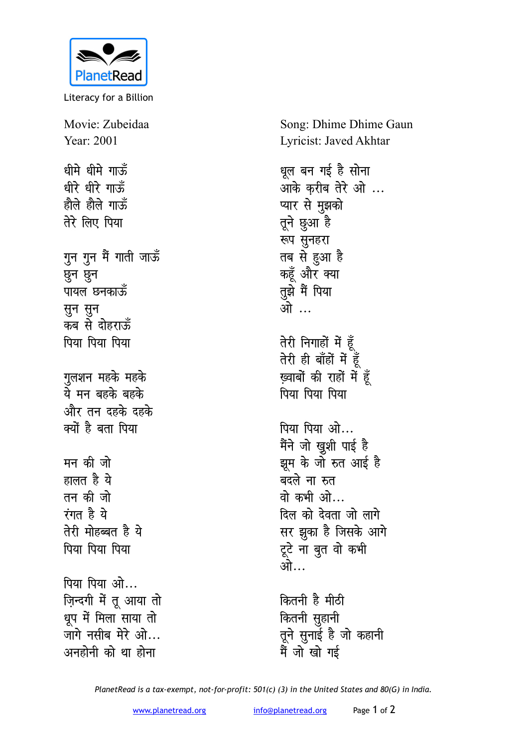PlanetRead

Literacy for a Billion

Movie: Zubeidaa
Year: 2001

Song: Dhime Dhime Gaun
Lyricist: Javed Akhtar

धीमे धीमे गाऊँ
धीरे धीरे गाऊँ
हौले हौले गाऊँ
तेरे लिए पिया

गुन गुन मैं गाती जाऊँ
छुन छुन
पायल छनकाऊँ
सुन सुन
कब से दोहराऊँ
पिया पिया पिया

गुलशन महके महके
ये मन बहके बहके
और तन दहके दहके
क्यों है बता पिया

मन की जो
हालत है ये
तन की जो
रंगत है ये
तेरी मोहब्बत है ये
पिया पिया पिया

पिया पिया ओ...
ज़िन्दगी में तू आया तो
धूप में मिला साया तो
जागे नसीब मेरे ओ...
अनहोनी को था होना

धूल बन गई है सोना
आके क़रीब तेरे ओ ...
प्यार से मुझको
तूने छुआ है
रूप सुनहरा
तब से हुआ है
कहूँ और क्या
तुझे मैं पिया
ओ ...

तेरी निगाहों में हूँ
तेरी ही बाँहों में हूँ
ख़्वाबों की राहों में हूँ
पिया पिया पिया

पिया पिया ओ...
मैंने जो ख़ुशी पाई है
झूम के जो रुत आई है
बदले ना रुत
वो कभी ओ...
दिल को देवता जो लागे
सर झुका है जिसके आगे
टूटे ना बुत वो कभी
ओ...

कितनी है मीठी
कितनी सुहानी
तूने सुनाई है जो कहानी
मैं जो खो गई

*PlanetRead is a tax-exempt, not-for-profit: 501(c) (3) in the United States and 80(G) in India.*

www.planetread.org info@planetread.org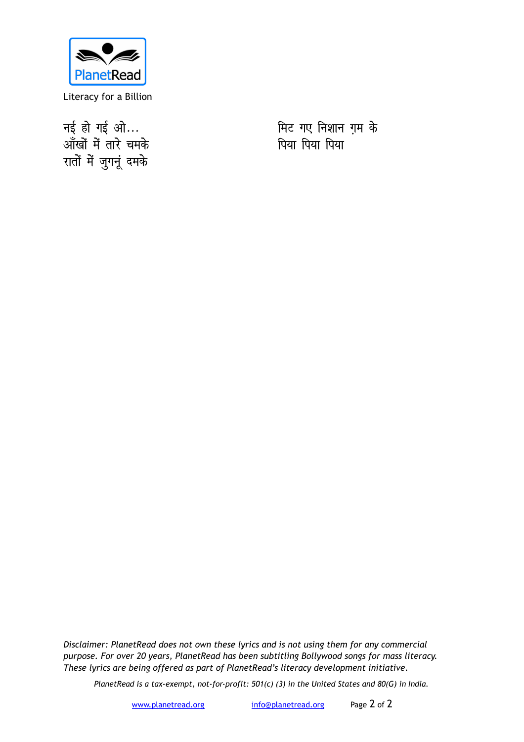Literacy for a Billion

नई हो गई ओ...
आँखों में तारे चमके
रातों में जुगनूं दमके

मिट गए निशान ग़म के
पिया पिया पिया

*Disclaimer: PlanetRead does not own these lyrics and is not using them for any commercial purpose. For over 20 years, PlanetRead has been subtitling Bollywood songs for mass literacy. These lyrics are being offered as part of PlanetRead's literacy development initiative.*

*PlanetRead is a tax-exempt, not-for-profit: 501(c) (3) in the United States and 80(G) in India.*

www.planetread.org info@planetread.org